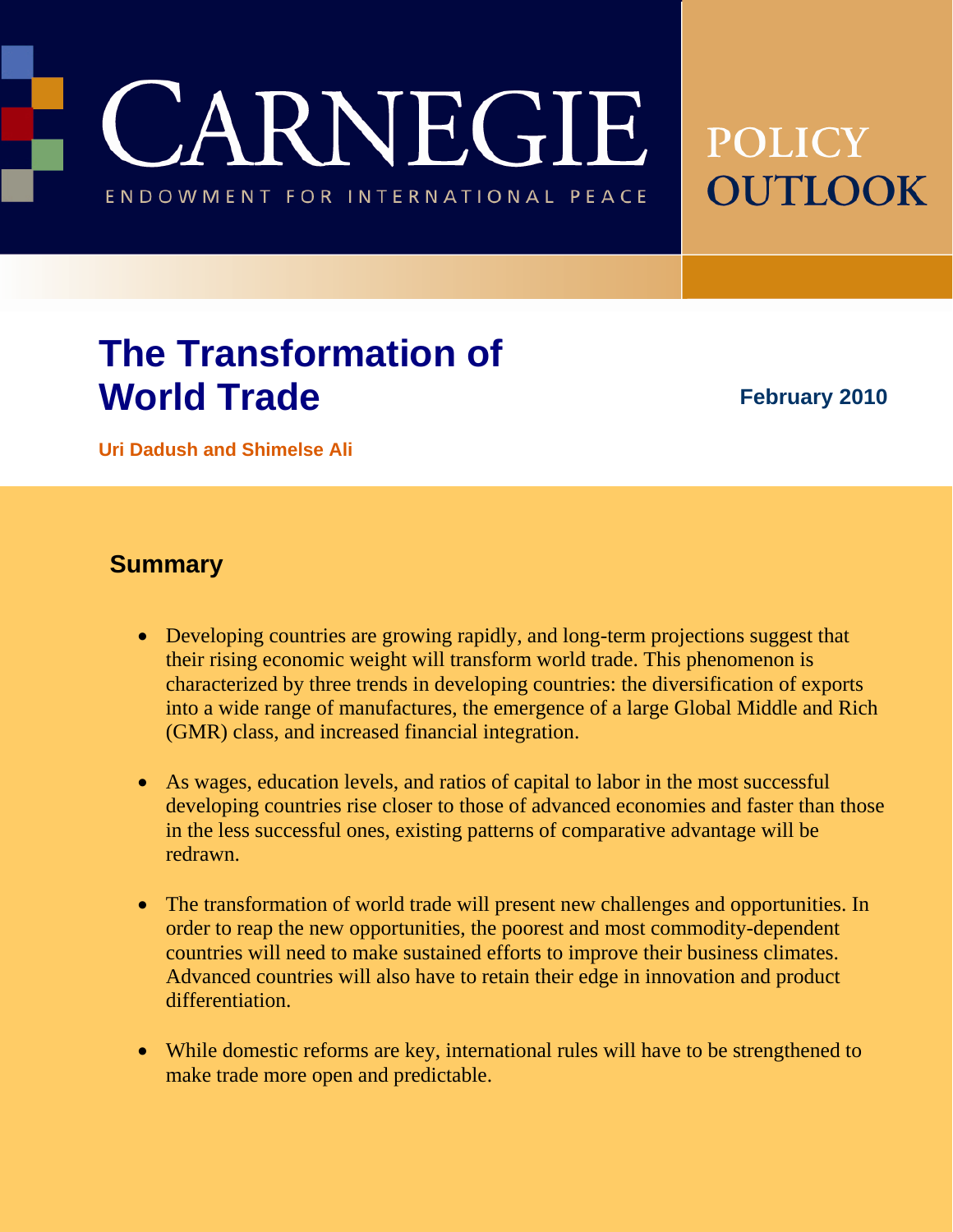CARNEGIE

ENDOWMENT FOR INTERNATIONAL PEACE

POLICY OUTLOOK

# The Transformation of World Trade

**February 2010**

**Uri Dadush and Shimelse Ali**

## Summary

- Developing countries are growing rapidly, and long-term projections suggest that their rising economic weight will transform world trade. This phenomenon is characterized by three trends in developing countries: the diversification of exports into a wide range of manufactures, the emergence of a large Global Middle and Rich (GMR) class, and increased financial integration.

- As wages, education levels, and ratios of capital to labor in the most successful developing countries rise closer to those of advanced economies and faster than those in the less successful ones, existing patterns of comparative advantage will be redrawn.

- The transformation of world trade will present new challenges and opportunities. In order to reap the new opportunities, the poorest and most commodity-dependent countries will need to make sustained efforts to improve their business climates. Advanced countries will also have to retain their edge in innovation and product differentiation.

- While domestic reforms are key, international rules will have to be strengthened to make trade more open and predictable.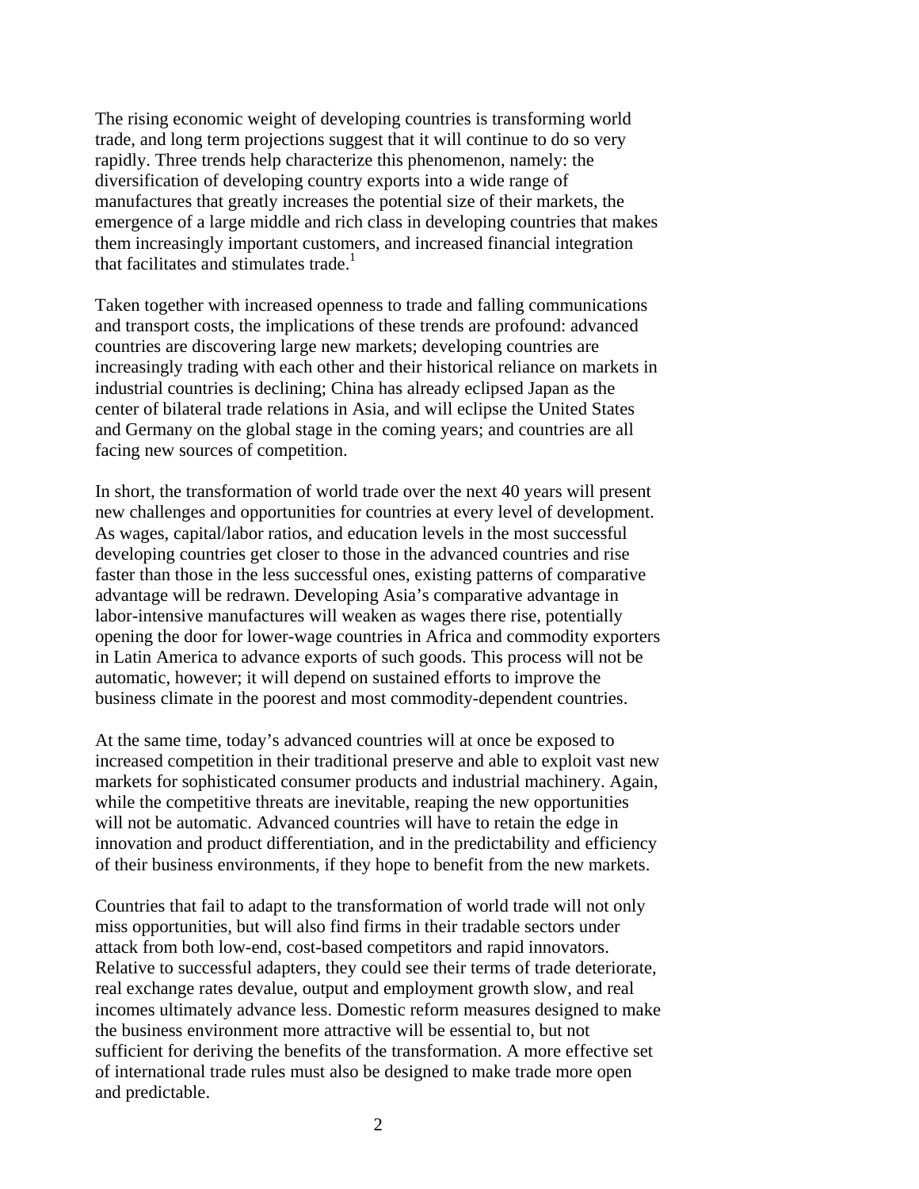The rising economic weight of developing countries is transforming world trade, and long term projections suggest that it will continue to do so very rapidly. Three trends help characterize this phenomenon, namely: the diversification of developing country exports into a wide range of manufactures that greatly increases the potential size of their markets, the emergence of a large middle and rich class in developing countries that makes them increasingly important customers, and increased financial integration that facilitates and stimulates trade.[1]

Taken together with increased openness to trade and falling communications and transport costs, the implications of these trends are profound: advanced countries are discovering large new markets; developing countries are increasingly trading with each other and their historical reliance on markets in industrial countries is declining; China has already eclipsed Japan as the center of bilateral trade relations in Asia, and will eclipse the United States and Germany on the global stage in the coming years; and countries are all facing new sources of competition.

In short, the transformation of world trade over the next 40 years will present new challenges and opportunities for countries at every level of development. As wages, capital/labor ratios, and education levels in the most successful developing countries get closer to those in the advanced countries and rise faster than those in the less successful ones, existing patterns of comparative advantage will be redrawn. Developing Asia's comparative advantage in labor-intensive manufactures will weaken as wages there rise, potentially opening the door for lower-wage countries in Africa and commodity exporters in Latin America to advance exports of such goods. This process will not be automatic, however; it will depend on sustained efforts to improve the business climate in the poorest and most commodity-dependent countries.

At the same time, today's advanced countries will at once be exposed to increased competition in their traditional preserve and able to exploit vast new markets for sophisticated consumer products and industrial machinery. Again, while the competitive threats are inevitable, reaping the new opportunities will not be automatic. Advanced countries will have to retain the edge in innovation and product differentiation, and in the predictability and efficiency of their business environments, if they hope to benefit from the new markets.

Countries that fail to adapt to the transformation of world trade will not only miss opportunities, but will also find firms in their tradable sectors under attack from both low-end, cost-based competitors and rapid innovators. Relative to successful adapters, they could see their terms of trade deteriorate, real exchange rates devalue, output and employment growth slow, and real incomes ultimately advance less. Domestic reform measures designed to make the business environment more attractive will be essential to, but not sufficient for deriving the benefits of the transformation. A more effective set of international trade rules must also be designed to make trade more open and predictable.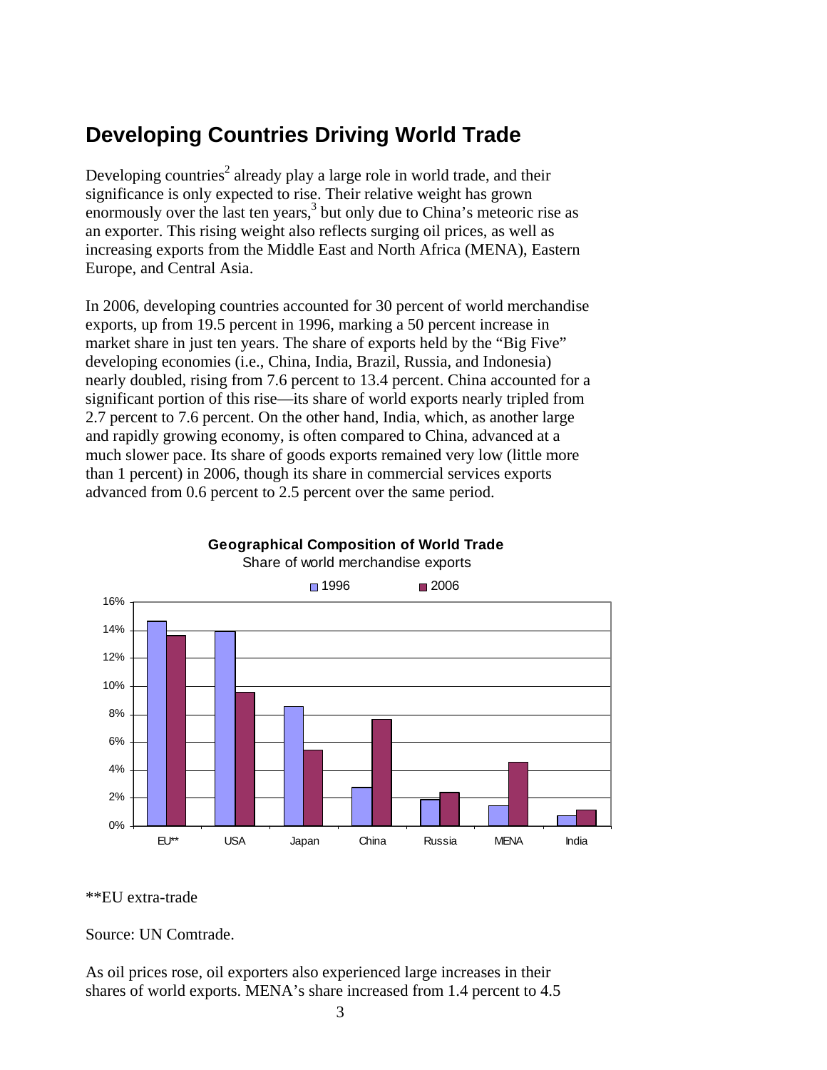## Developing Countries Driving World Trade

Developing countries[2] already play a large role in world trade, and their significance is only expected to rise. Their relative weight has grown enormously over the last ten years,[3] but only due to China's meteoric rise as an exporter. This rising weight also reflects surging oil prices, as well as increasing exports from the Middle East and North Africa (MENA), Eastern Europe, and Central Asia.

In 2006, developing countries accounted for 30 percent of world merchandise exports, up from 19.5 percent in 1996, marking a 50 percent increase in market share in just ten years. The share of exports held by the "Big Five" developing economies (i.e., China, India, Brazil, Russia, and Indonesia) nearly doubled, rising from 7.6 percent to 13.4 percent. China accounted for a significant portion of this rise—its share of world exports nearly tripled from 2.7 percent to 7.6 percent. On the other hand, India, which, as another large and rapidly growing economy, is often compared to China, advanced at a much slower pace. Its share of goods exports remained very low (little more than 1 percent) in 2006, though its share in commercial services exports advanced from 0.6 percent to 2.5 percent over the same period.

**Geographical Composition of World Trade**

Share of world merchandise exports

**EU extra-trade

Source: UN Comtrade.

As oil prices rose, oil exporters also experienced large increases in their shares of world exports. MENA's share increased from 1.4 percent to 4.5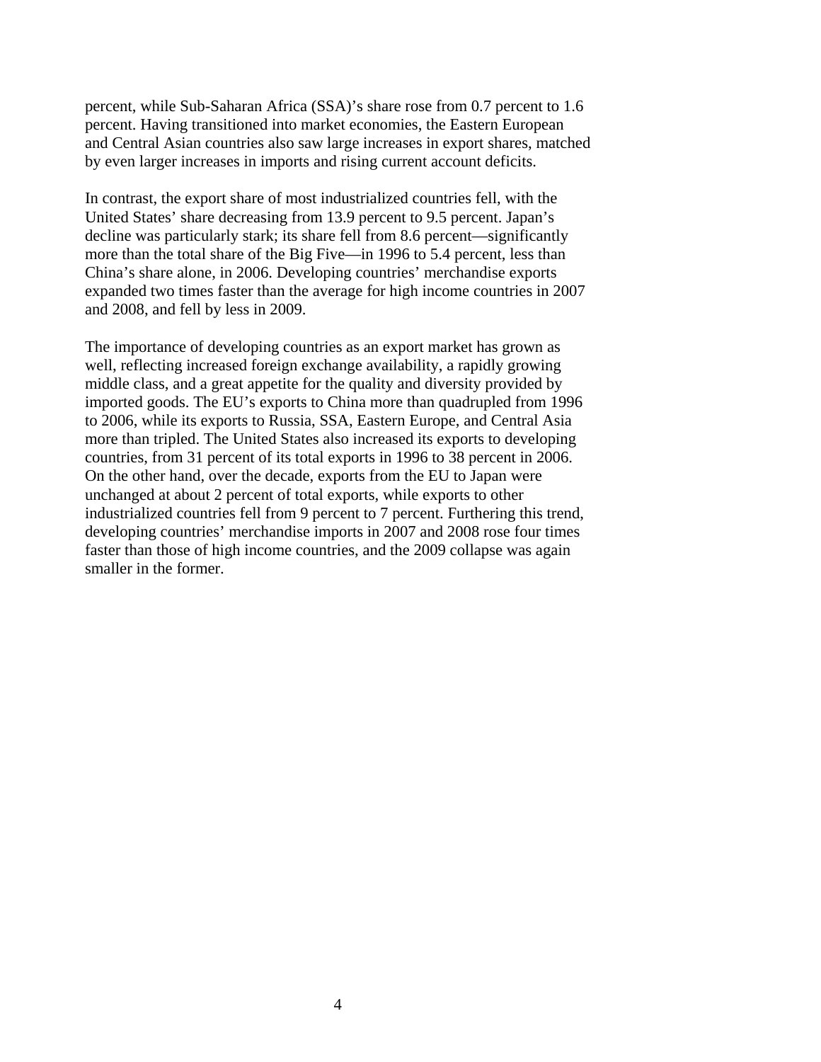percent, while Sub-Saharan Africa (SSA)'s share rose from 0.7 percent to 1.6 percent. Having transitioned into market economies, the Eastern European and Central Asian countries also saw large increases in export shares, matched by even larger increases in imports and rising current account deficits.

In contrast, the export share of most industrialized countries fell, with the United States' share decreasing from 13.9 percent to 9.5 percent. Japan's decline was particularly stark; its share fell from 8.6 percent—significantly more than the total share of the Big Five—in 1996 to 5.4 percent, less than China's share alone, in 2006. Developing countries' merchandise exports expanded two times faster than the average for high income countries in 2007 and 2008, and fell by less in 2009.

The importance of developing countries as an export market has grown as well, reflecting increased foreign exchange availability, a rapidly growing middle class, and a great appetite for the quality and diversity provided by imported goods. The EU's exports to China more than quadrupled from 1996 to 2006, while its exports to Russia, SSA, Eastern Europe, and Central Asia more than tripled. The United States also increased its exports to developing countries, from 31 percent of its total exports in 1996 to 38 percent in 2006. On the other hand, over the decade, exports from the EU to Japan were unchanged at about 2 percent of total exports, while exports to other industrialized countries fell from 9 percent to 7 percent. Furthering this trend, developing countries' merchandise imports in 2007 and 2008 rose four times faster than those of high income countries, and the 2009 collapse was again smaller in the former.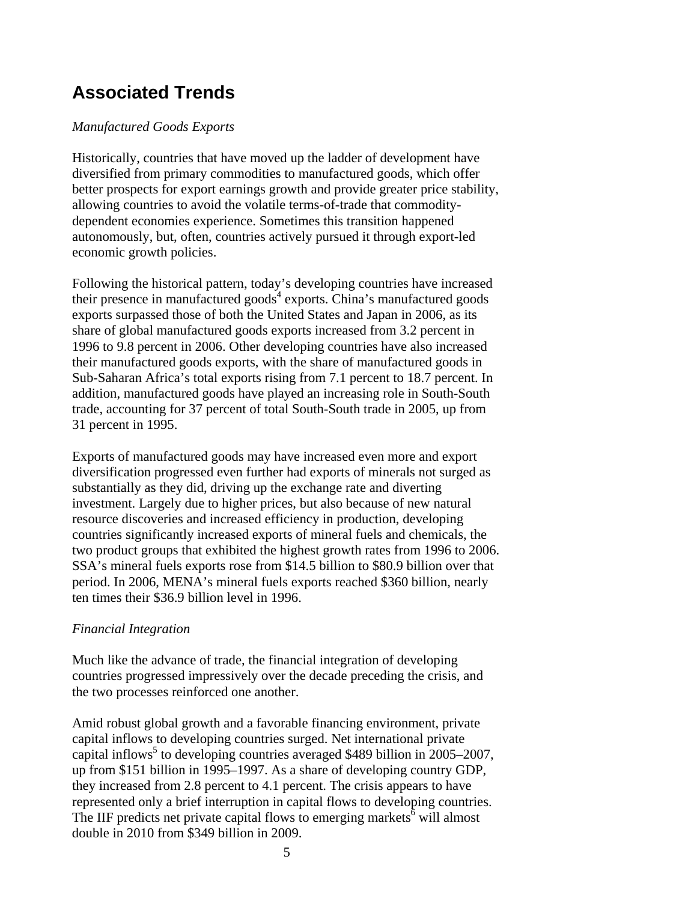## Associated Trends

*Manufactured Goods Exports*

Historically, countries that have moved up the ladder of development have diversified from primary commodities to manufactured goods, which offer better prospects for export earnings growth and provide greater price stability, allowing countries to avoid the volatile terms-of-trade that commodity-dependent economies experience. Sometimes this transition happened autonomously, but, often, countries actively pursued it through export-led economic growth policies.

Following the historical pattern, today's developing countries have increased their presence in manufactured goods[4] exports. China's manufactured goods exports surpassed those of both the United States and Japan in 2006, as its share of global manufactured goods exports increased from 3.2 percent in 1996 to 9.8 percent in 2006. Other developing countries have also increased their manufactured goods exports, with the share of manufactured goods in Sub-Saharan Africa's total exports rising from 7.1 percent to 18.7 percent. In addition, manufactured goods have played an increasing role in South-South trade, accounting for 37 percent of total South-South trade in 2005, up from 31 percent in 1995.

Exports of manufactured goods may have increased even more and export diversification progressed even further had exports of minerals not surged as substantially as they did, driving up the exchange rate and diverting investment. Largely due to higher prices, but also because of new natural resource discoveries and increased efficiency in production, developing countries significantly increased exports of mineral fuels and chemicals, the two product groups that exhibited the highest growth rates from 1996 to 2006. SSA's mineral fuels exports rose from $14.5 billion to $80.9 billion over that period. In 2006, MENA's mineral fuels exports reached $360 billion, nearly ten times their $36.9 billion level in 1996.

*Financial Integration*

Much like the advance of trade, the financial integration of developing countries progressed impressively over the decade preceding the crisis, and the two processes reinforced one another.

Amid robust global growth and a favorable financing environment, private capital inflows to developing countries surged. Net international private capital inflows[5] to developing countries averaged $489 billion in 2005–2007, up from $151 billion in 1995–1997. As a share of developing country GDP, they increased from 2.8 percent to 4.1 percent. The crisis appears to have represented only a brief interruption in capital flows to developing countries. The IIF predicts net private capital flows to emerging markets[6] will almost double in 2010 from $349 billion in 2009.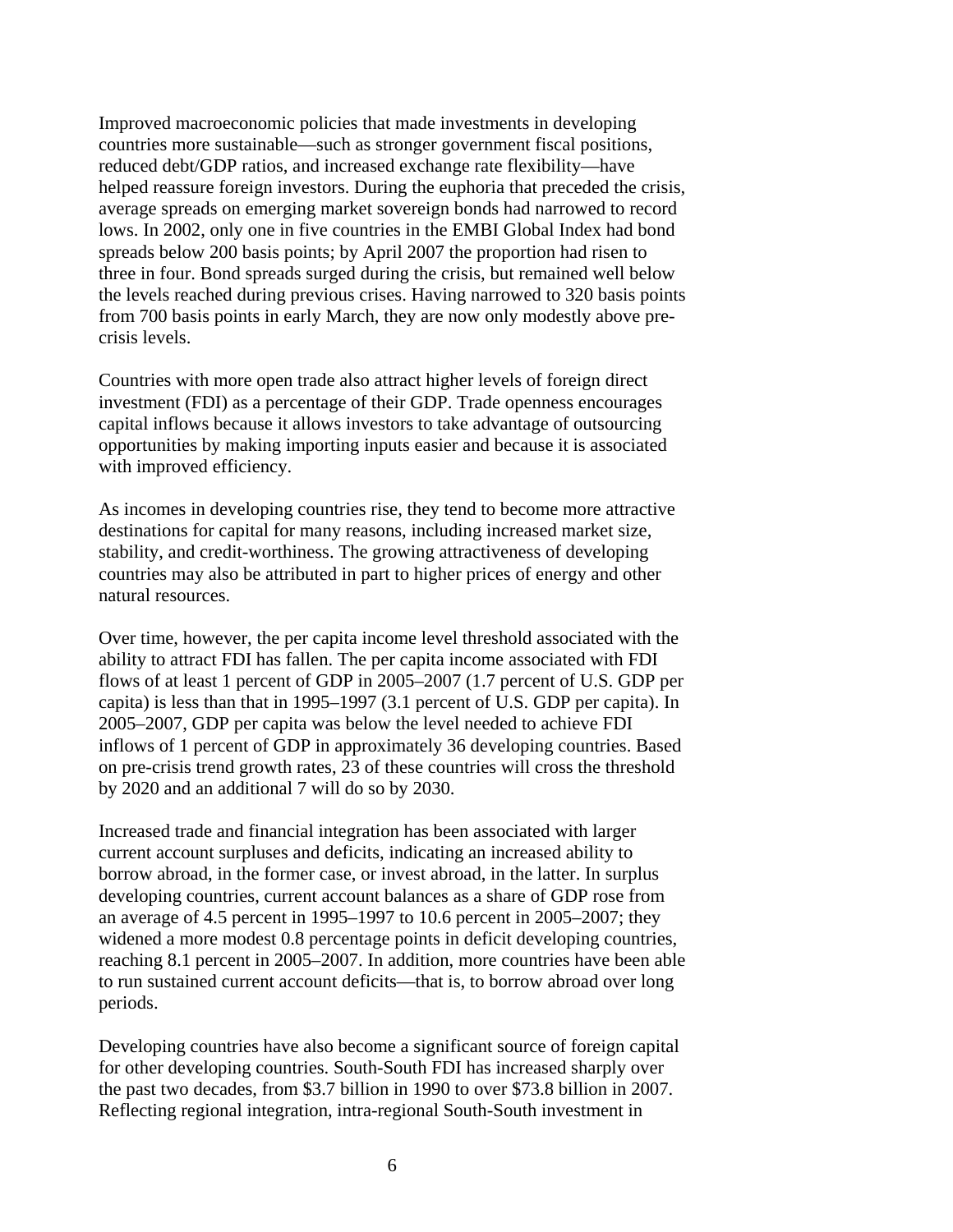Improved macroeconomic policies that made investments in developing countries more sustainable—such as stronger government fiscal positions, reduced debt/GDP ratios, and increased exchange rate flexibility—have helped reassure foreign investors. During the euphoria that preceded the crisis, average spreads on emerging market sovereign bonds had narrowed to record lows. In 2002, only one in five countries in the EMBI Global Index had bond spreads below 200 basis points; by April 2007 the proportion had risen to three in four. Bond spreads surged during the crisis, but remained well below the levels reached during previous crises. Having narrowed to 320 basis points from 700 basis points in early March, they are now only modestly above pre-crisis levels.

Countries with more open trade also attract higher levels of foreign direct investment (FDI) as a percentage of their GDP. Trade openness encourages capital inflows because it allows investors to take advantage of outsourcing opportunities by making importing inputs easier and because it is associated with improved efficiency.

As incomes in developing countries rise, they tend to become more attractive destinations for capital for many reasons, including increased market size, stability, and credit-worthiness. The growing attractiveness of developing countries may also be attributed in part to higher prices of energy and other natural resources.

Over time, however, the per capita income level threshold associated with the ability to attract FDI has fallen. The per capita income associated with FDI flows of at least 1 percent of GDP in 2005–2007 (1.7 percent of U.S. GDP per capita) is less than that in 1995–1997 (3.1 percent of U.S. GDP per capita). In 2005–2007, GDP per capita was below the level needed to achieve FDI inflows of 1 percent of GDP in approximately 36 developing countries. Based on pre-crisis trend growth rates, 23 of these countries will cross the threshold by 2020 and an additional 7 will do so by 2030.

Increased trade and financial integration has been associated with larger current account surpluses and deficits, indicating an increased ability to borrow abroad, in the former case, or invest abroad, in the latter. In surplus developing countries, current account balances as a share of GDP rose from an average of 4.5 percent in 1995–1997 to 10.6 percent in 2005–2007; they widened a more modest 0.8 percentage points in deficit developing countries, reaching 8.1 percent in 2005–2007. In addition, more countries have been able to run sustained current account deficits—that is, to borrow abroad over long periods.

Developing countries have also become a significant source of foreign capital for other developing countries. South-South FDI has increased sharply over the past two decades, from $3.7 billion in 1990 to over $73.8 billion in 2007. Reflecting regional integration, intra-regional South-South investment in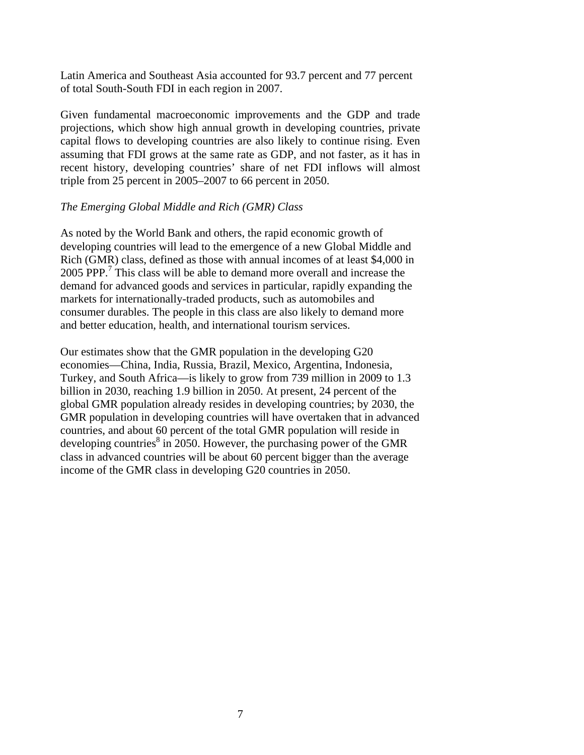Latin America and Southeast Asia accounted for 93.7 percent and 77 percent of total South-South FDI in each region in 2007.

Given fundamental macroeconomic improvements and the GDP and trade projections, which show high annual growth in developing countries, private capital flows to developing countries are also likely to continue rising. Even assuming that FDI grows at the same rate as GDP, and not faster, as it has in recent history, developing countries' share of net FDI inflows will almost triple from 25 percent in 2005–2007 to 66 percent in 2050.

*The Emerging Global Middle and Rich (GMR) Class*

As noted by the World Bank and others, the rapid economic growth of developing countries will lead to the emergence of a new Global Middle and Rich (GMR) class, defined as those with annual incomes of at least $4,000 in 2005 PPP.[7] This class will be able to demand more overall and increase the demand for advanced goods and services in particular, rapidly expanding the markets for internationally-traded products, such as automobiles and consumer durables. The people in this class are also likely to demand more and better education, health, and international tourism services.

Our estimates show that the GMR population in the developing G20 economies—China, India, Russia, Brazil, Mexico, Argentina, Indonesia, Turkey, and South Africa—is likely to grow from 739 million in 2009 to 1.3 billion in 2030, reaching 1.9 billion in 2050. At present, 24 percent of the global GMR population already resides in developing countries; by 2030, the GMR population in developing countries will have overtaken that in advanced countries, and about 60 percent of the total GMR population will reside in developing countries[8] in 2050. However, the purchasing power of the GMR class in advanced countries will be about 60 percent bigger than the average income of the GMR class in developing G20 countries in 2050.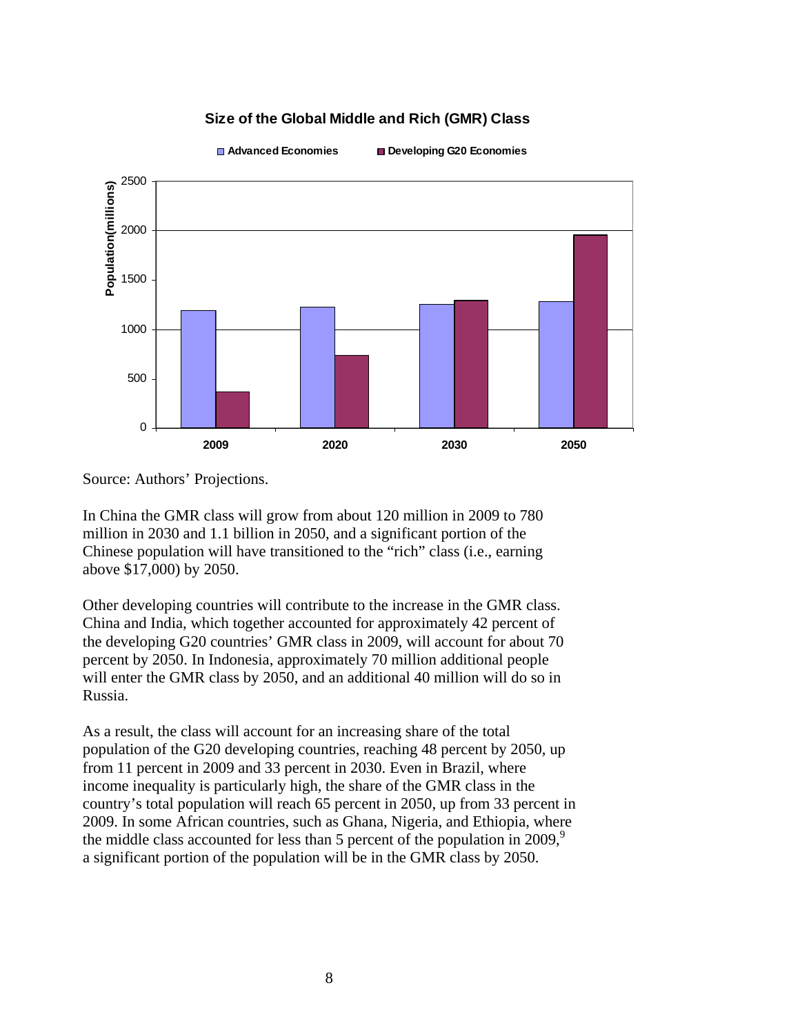**Size of the Global Middle and Rich (GMR) Class**

Source: Authors' Projections.

In China the GMR class will grow from about 120 million in 2009 to 780 million in 2030 and 1.1 billion in 2050, and a significant portion of the Chinese population will have transitioned to the "rich" class (i.e., earning above $17,000) by 2050.

Other developing countries will contribute to the increase in the GMR class. China and India, which together accounted for approximately 42 percent of the developing G20 countries' GMR class in 2009, will account for about 70 percent by 2050. In Indonesia, approximately 70 million additional people will enter the GMR class by 2050, and an additional 40 million will do so in Russia.

As a result, the class will account for an increasing share of the total population of the G20 developing countries, reaching 48 percent by 2050, up from 11 percent in 2009 and 33 percent in 2030. Even in Brazil, where income inequality is particularly high, the share of the GMR class in the country's total population will reach 65 percent in 2050, up from 33 percent in 2009. In some African countries, such as Ghana, Nigeria, and Ethiopia, where the middle class accounted for less than 5 percent of the population in 2009,[9] a significant portion of the population will be in the GMR class by 2050.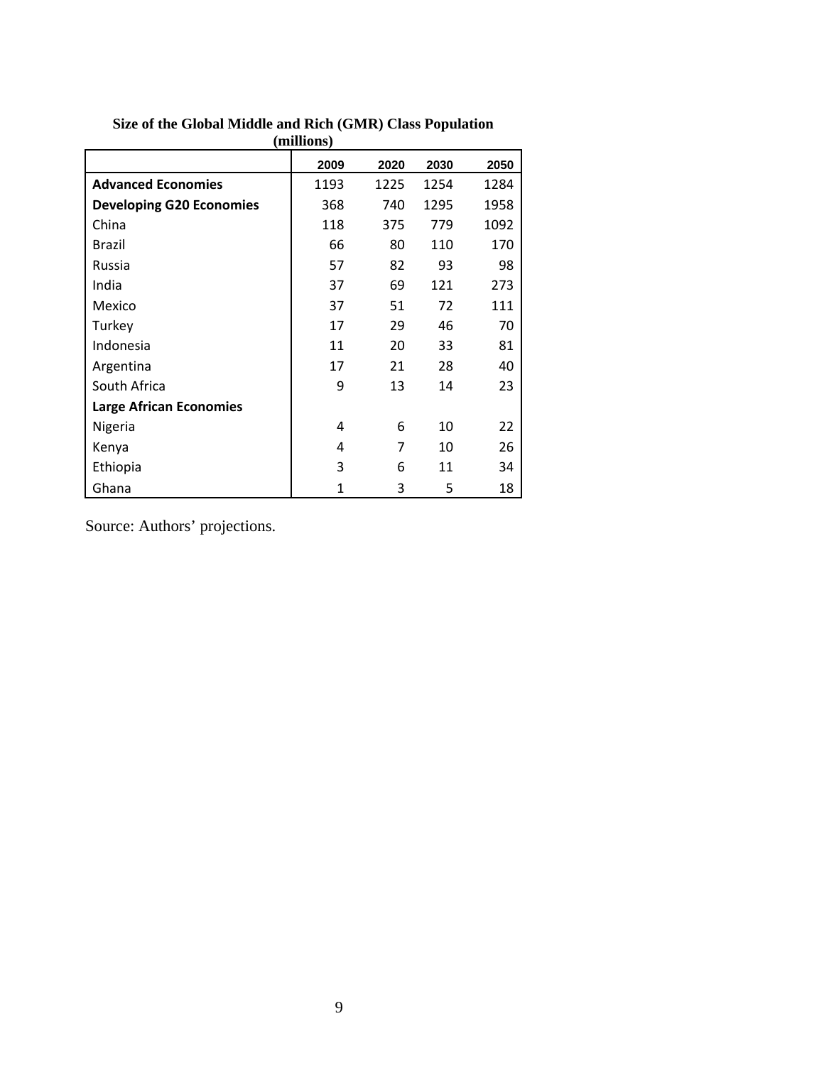**Size of the Global Middle and Rich (GMR) Class Population (millions)**

| | 2009 | 2020 | 2030 | 2050 |
|---|---|---|---|---|
| **Advanced Economies** | 1193 | 1225 | 1254 | 1284 |
| **Developing G20 Economies** | 368 | 740 | 1295 | 1958 |
| China | 118 | 375 | 779 | 1092 |
| Brazil | 66 | 80 | 110 | 170 |
| Russia | 57 | 82 | 93 | 98 |
| India | 37 | 69 | 121 | 273 |
| Mexico | 37 | 51 | 72 | 111 |
| Turkey | 17 | 29 | 46 | 70 |
| Indonesia | 11 | 20 | 33 | 81 |
| Argentina | 17 | 21 | 28 | 40 |
| South Africa | 9 | 13 | 14 | 23 |
| **Large African Economies** | | | | |
| Nigeria | 4 | 6 | 10 | 22 |
| Kenya | 4 | 7 | 10 | 26 |
| Ethiopia | 3 | 6 | 11 | 34 |
| Ghana | 1 | 3 | 5 | 18 |

Source: Authors' projections.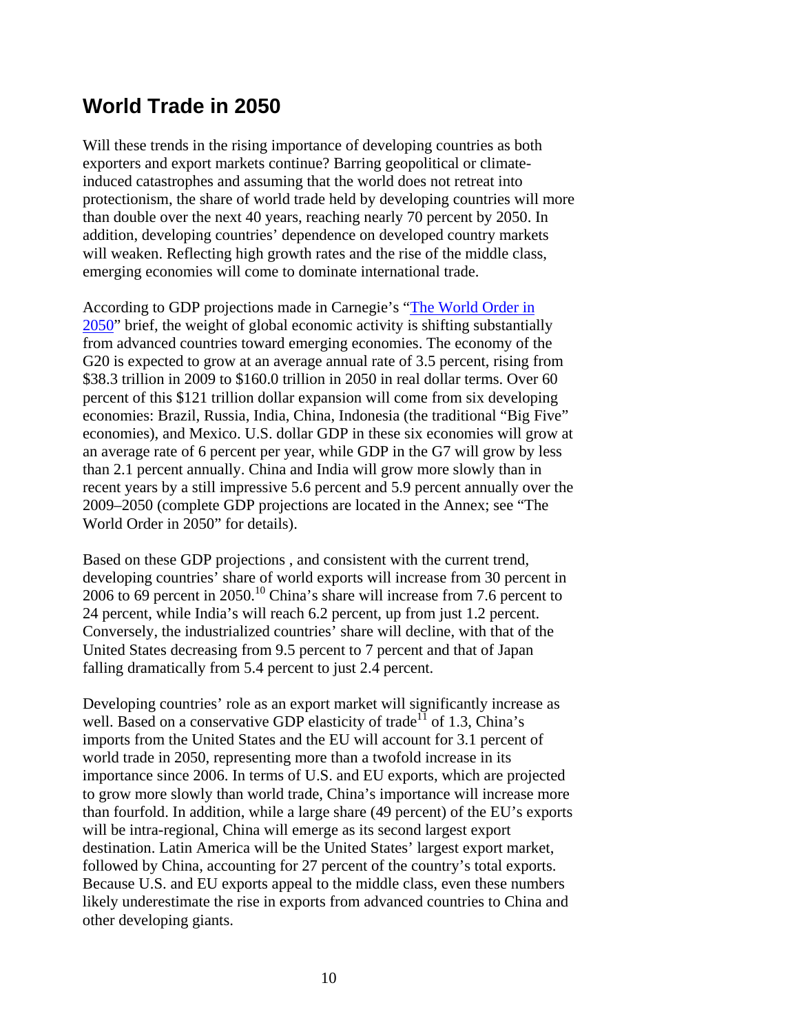## World Trade in 2050

Will these trends in the rising importance of developing countries as both exporters and export markets continue? Barring geopolitical or climate-induced catastrophes and assuming that the world does not retreat into protectionism, the share of world trade held by developing countries will more than double over the next 40 years, reaching nearly 70 percent by 2050. In addition, developing countries' dependence on developed country markets will weaken. Reflecting high growth rates and the rise of the middle class, emerging economies will come to dominate international trade.

According to GDP projections made in Carnegie's "The World Order in 2050" brief, the weight of global economic activity is shifting substantially from advanced countries toward emerging economies. The economy of the G20 is expected to grow at an average annual rate of 3.5 percent, rising from $38.3 trillion in 2009 to $160.0 trillion in 2050 in real dollar terms. Over 60 percent of this $121 trillion dollar expansion will come from six developing economies: Brazil, Russia, India, China, Indonesia (the traditional "Big Five" economies), and Mexico. U.S. dollar GDP in these six economies will grow at an average rate of 6 percent per year, while GDP in the G7 will grow by less than 2.1 percent annually. China and India will grow more slowly than in recent years by a still impressive 5.6 percent and 5.9 percent annually over the 2009–2050 (complete GDP projections are located in the Annex; see "The World Order in 2050" for details).

Based on these GDP projections , and consistent with the current trend, developing countries' share of world exports will increase from 30 percent in 2006 to 69 percent in 2050.[10] China's share will increase from 7.6 percent to 24 percent, while India's will reach 6.2 percent, up from just 1.2 percent. Conversely, the industrialized countries' share will decline, with that of the United States decreasing from 9.5 percent to 7 percent and that of Japan falling dramatically from 5.4 percent to just 2.4 percent.

Developing countries' role as an export market will significantly increase as well. Based on a conservative GDP elasticity of trade[11] of 1.3, China's imports from the United States and the EU will account for 3.1 percent of world trade in 2050, representing more than a twofold increase in its importance since 2006. In terms of U.S. and EU exports, which are projected to grow more slowly than world trade, China's importance will increase more than fourfold. In addition, while a large share (49 percent) of the EU's exports will be intra-regional, China will emerge as its second largest export destination. Latin America will be the United States' largest export market, followed by China, accounting for 27 percent of the country's total exports. Because U.S. and EU exports appeal to the middle class, even these numbers likely underestimate the rise in exports from advanced countries to China and other developing giants.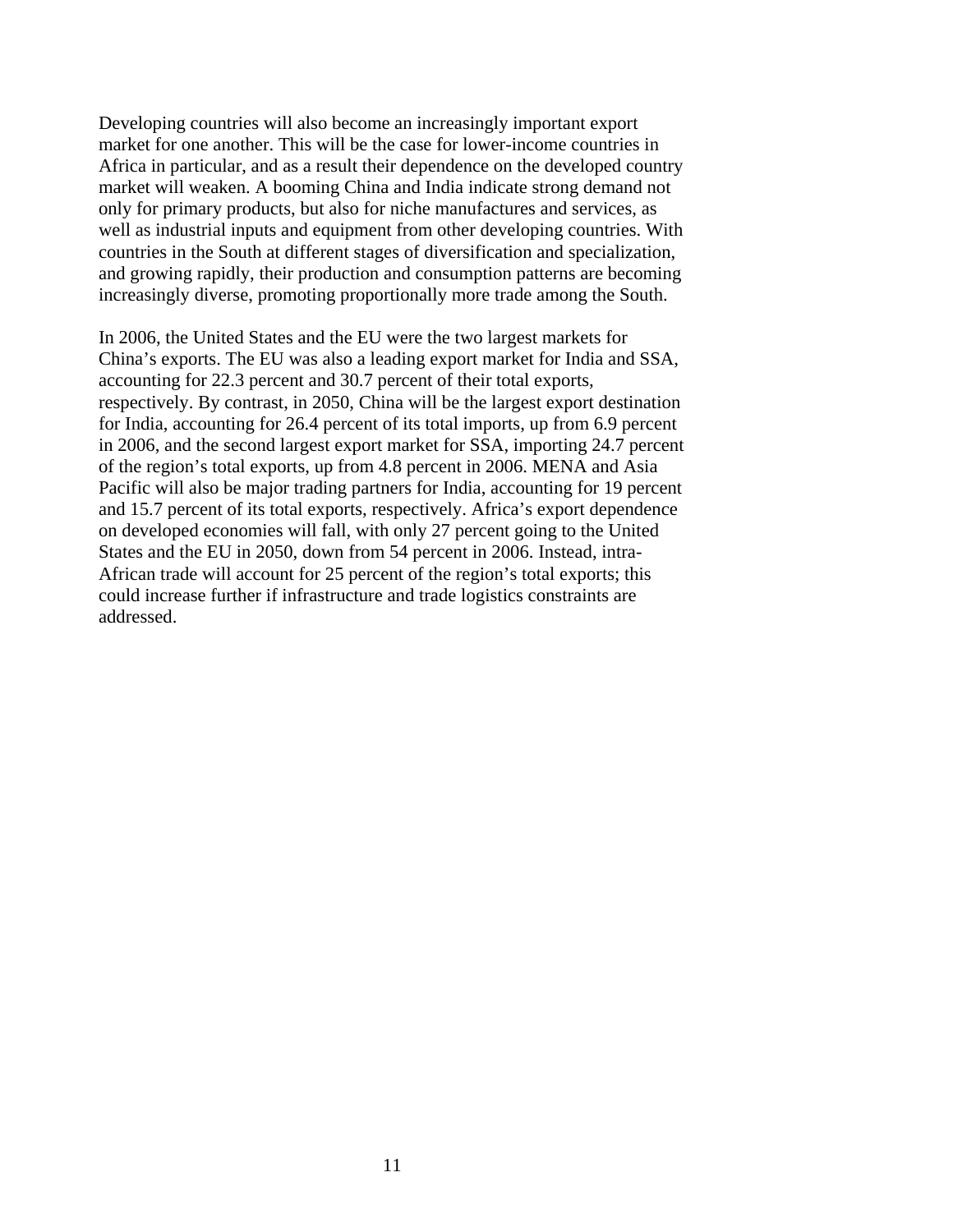Developing countries will also become an increasingly important export market for one another. This will be the case for lower-income countries in Africa in particular, and as a result their dependence on the developed country market will weaken. A booming China and India indicate strong demand not only for primary products, but also for niche manufactures and services, as well as industrial inputs and equipment from other developing countries. With countries in the South at different stages of diversification and specialization, and growing rapidly, their production and consumption patterns are becoming increasingly diverse, promoting proportionally more trade among the South.

In 2006, the United States and the EU were the two largest markets for China's exports. The EU was also a leading export market for India and SSA, accounting for 22.3 percent and 30.7 percent of their total exports, respectively. By contrast, in 2050, China will be the largest export destination for India, accounting for 26.4 percent of its total imports, up from 6.9 percent in 2006, and the second largest export market for SSA, importing 24.7 percent of the region's total exports, up from 4.8 percent in 2006. MENA and Asia Pacific will also be major trading partners for India, accounting for 19 percent and 15.7 percent of its total exports, respectively. Africa's export dependence on developed economies will fall, with only 27 percent going to the United States and the EU in 2050, down from 54 percent in 2006. Instead, intra-African trade will account for 25 percent of the region's total exports; this could increase further if infrastructure and trade logistics constraints are addressed.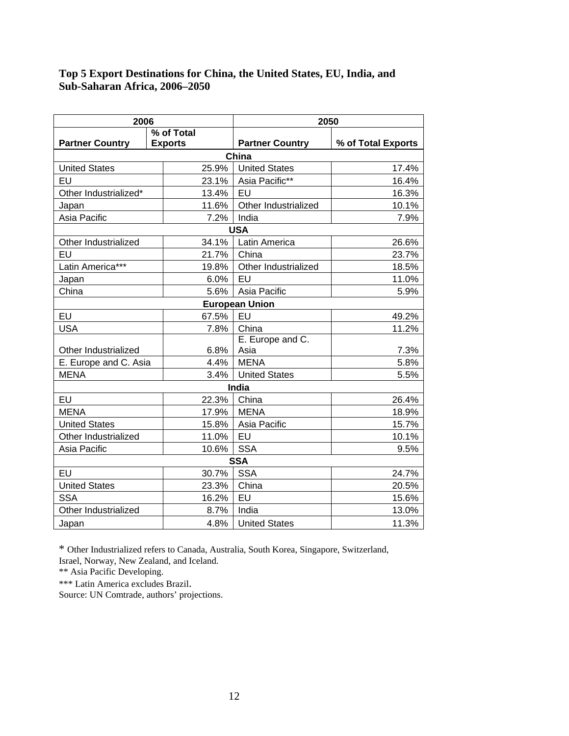**Top 5 Export Destinations for China, the United States, EU, India, and Sub-Saharan Africa, 2006–2050**

| 2006 | | 2050 | |
|---|---|---|---|
| **Partner Country** | **% of Total Exports** | **Partner Country** | **% of Total Exports** |
| **China** | | | |
| United States | 25.9% | United States | 17.4% |
| EU | 23.1% | Asia Pacific** | 16.4% |
| Other Industrialized* | 13.4% | EU | 16.3% |
| Japan | 11.6% | Other Industrialized | 10.1% |
| Asia Pacific | 7.2% | India | 7.9% |
| **USA** | | | |
| Other Industrialized | 34.1% | Latin America | 26.6% |
| EU | 21.7% | China | 23.7% |
| Latin America*** | 19.8% | Other Industrialized | 18.5% |
| Japan | 6.0% | EU | 11.0% |
| China | 5.6% | Asia Pacific | 5.9% |
| **European Union** | | | |
| EU | 67.5% | EU | 49.2% |
| USA | 7.8% | China | 11.2% |
| Other Industrialized | 6.8% | E. Europe and C. Asia | 7.3% |
| E. Europe and C. Asia | 4.4% | MENA | 5.8% |
| MENA | 3.4% | United States | 5.5% |
| **India** | | | |
| EU | 22.3% | China | 26.4% |
| MENA | 17.9% | MENA | 18.9% |
| United States | 15.8% | Asia Pacific | 15.7% |
| Other Industrialized | 11.0% | EU | 10.1% |
| Asia Pacific | 10.6% | SSA | 9.5% |
| **SSA** | | | |
| EU | 30.7% | SSA | 24.7% |
| United States | 23.3% | China | 20.5% |
| SSA | 16.2% | EU | 15.6% |
| Other Industrialized | 8.7% | India | 13.0% |
| Japan | 4.8% | United States | 11.3% |

* Other Industrialized refers to Canada, Australia, South Korea, Singapore, Switzerland, Israel, Norway, New Zealand, and Iceland.
** Asia Pacific Developing.
*** Latin America excludes Brazil.
Source: UN Comtrade, authors' projections.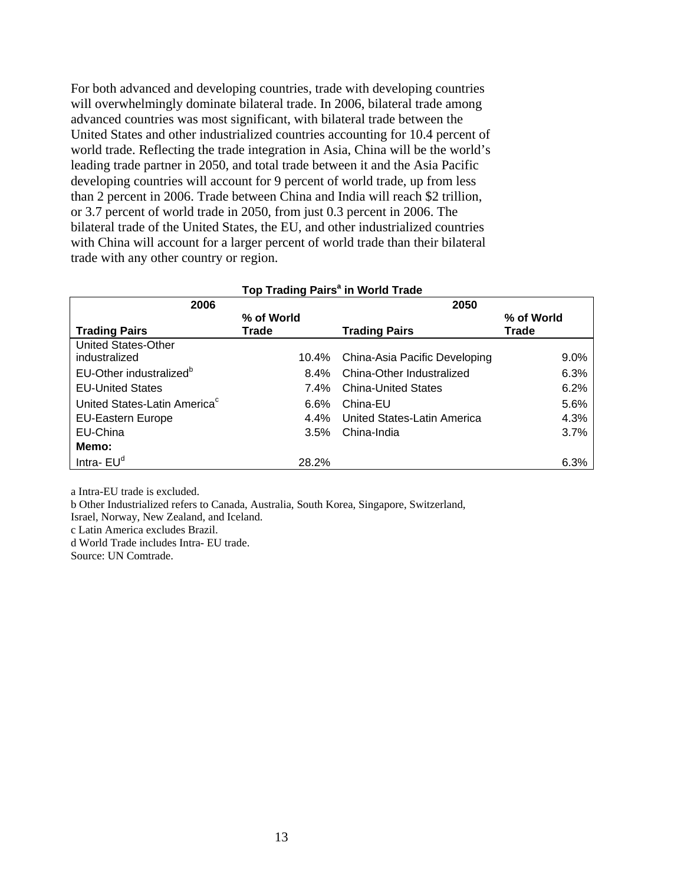For both advanced and developing countries, trade with developing countries will overwhelmingly dominate bilateral trade. In 2006, bilateral trade among advanced countries was most significant, with bilateral trade between the United States and other industrialized countries accounting for 10.4 percent of world trade. Reflecting the trade integration in Asia, China will be the world's leading trade partner in 2050, and total trade between it and the Asia Pacific developing countries will account for 9 percent of world trade, up from less than 2 percent in 2006. Trade between China and India will reach $2 trillion, or 3.7 percent of world trade in 2050, from just 0.3 percent in 2006. The bilateral trade of the United States, the EU, and other industrialized countries with China will account for a larger percent of world trade than their bilateral trade with any other country or region.

**Top Trading Pairs[a] in World Trade**

| 2006 | | 2050 | |
|---|---|---|---|
| **Trading Pairs** | **% of World Trade** | **Trading Pairs** | **% of World Trade** |
| United States-Other industralized | 10.4% | China-Asia Pacific Developing | 9.0% |
| EU-Other industralized[b] | 8.4% | China-Other Industralized | 6.3% |
| EU-United States | 7.4% | China-United States | 6.2% |
| United States-Latin America[c] | 6.6% | China-EU | 5.6% |
| EU-Eastern Europe | 4.4% | United States-Latin America | 4.3% |
| EU-China | 3.5% | China-India | 3.7% |
| **Memo:** | | | |
| Intra- EU[d] | 28.2% | | 6.3% |

a Intra-EU trade is excluded.
b Other Industrialized refers to Canada, Australia, South Korea, Singapore, Switzerland, Israel, Norway, New Zealand, and Iceland.
c Latin America excludes Brazil.
d World Trade includes Intra- EU trade.
Source: UN Comtrade.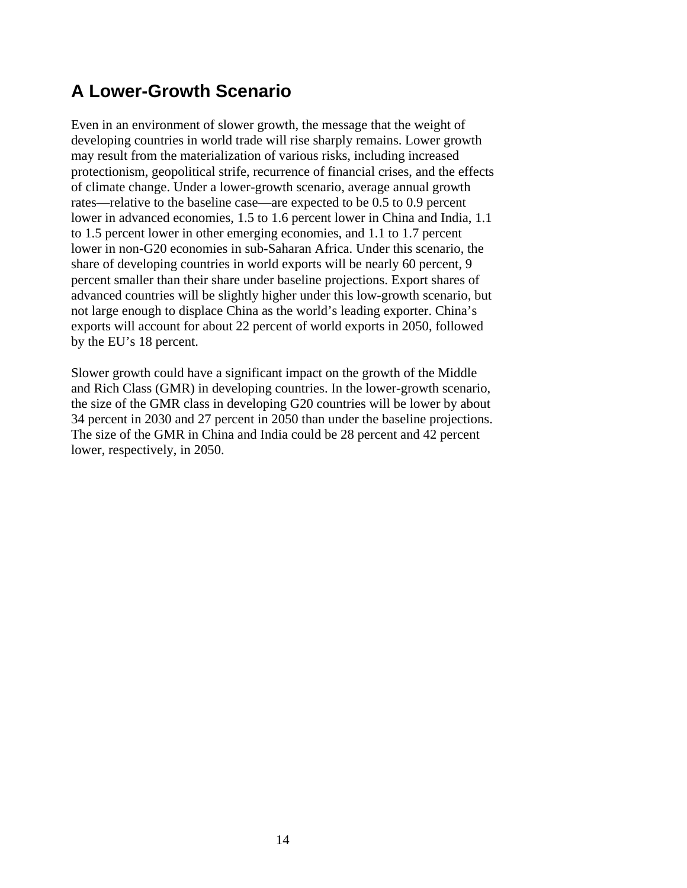## A Lower-Growth Scenario

Even in an environment of slower growth, the message that the weight of developing countries in world trade will rise sharply remains. Lower growth may result from the materialization of various risks, including increased protectionism, geopolitical strife, recurrence of financial crises, and the effects of climate change. Under a lower-growth scenario, average annual growth rates—relative to the baseline case—are expected to be 0.5 to 0.9 percent lower in advanced economies, 1.5 to 1.6 percent lower in China and India, 1.1 to 1.5 percent lower in other emerging economies, and 1.1 to 1.7 percent lower in non-G20 economies in sub-Saharan Africa. Under this scenario, the share of developing countries in world exports will be nearly 60 percent, 9 percent smaller than their share under baseline projections. Export shares of advanced countries will be slightly higher under this low-growth scenario, but not large enough to displace China as the world's leading exporter. China's exports will account for about 22 percent of world exports in 2050, followed by the EU's 18 percent.

Slower growth could have a significant impact on the growth of the Middle and Rich Class (GMR) in developing countries. In the lower-growth scenario, the size of the GMR class in developing G20 countries will be lower by about 34 percent in 2030 and 27 percent in 2050 than under the baseline projections. The size of the GMR in China and India could be 28 percent and 42 percent lower, respectively, in 2050.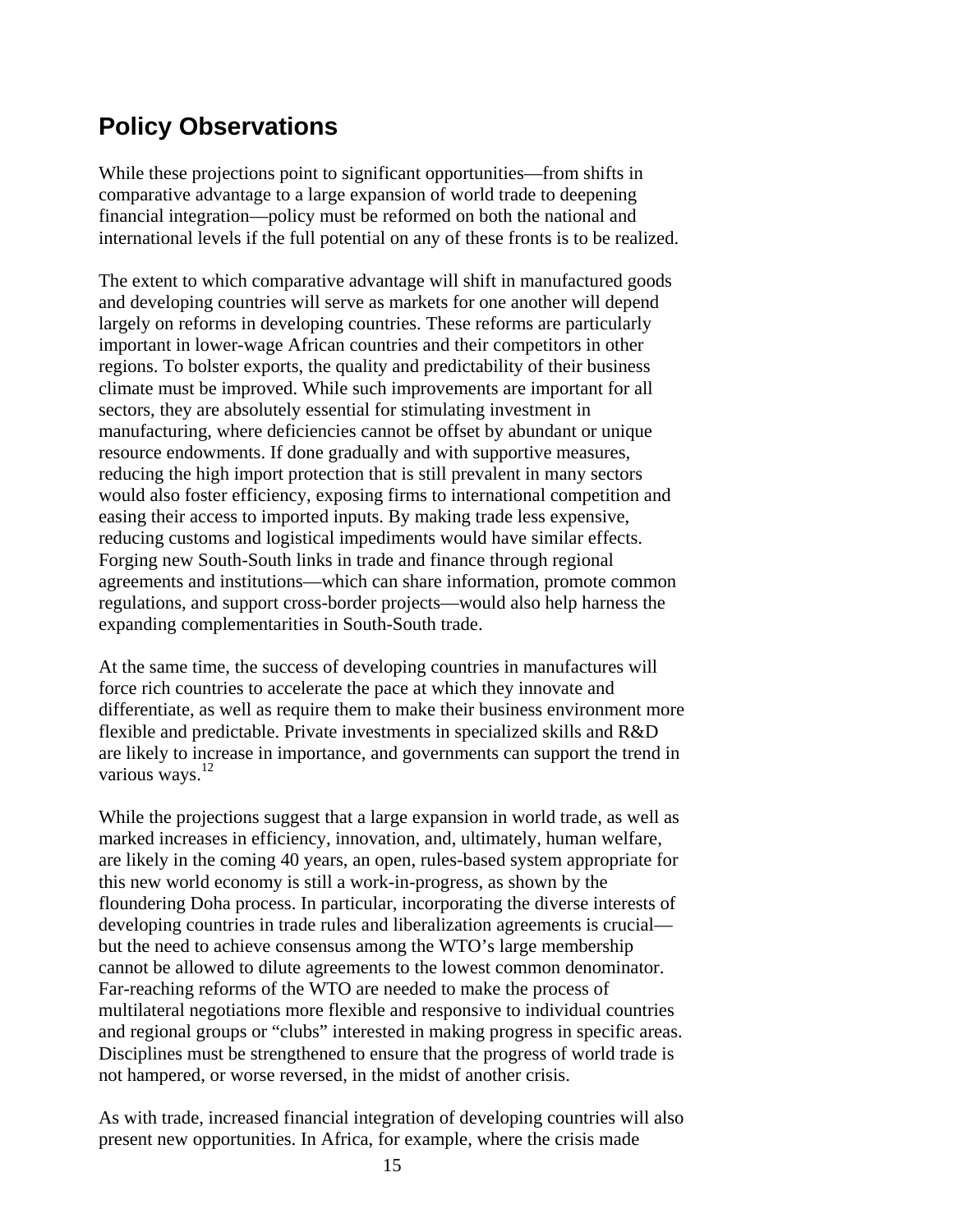## Policy Observations

While these projections point to significant opportunities—from shifts in comparative advantage to a large expansion of world trade to deepening financial integration—policy must be reformed on both the national and international levels if the full potential on any of these fronts is to be realized.

The extent to which comparative advantage will shift in manufactured goods and developing countries will serve as markets for one another will depend largely on reforms in developing countries. These reforms are particularly important in lower-wage African countries and their competitors in other regions. To bolster exports, the quality and predictability of their business climate must be improved. While such improvements are important for all sectors, they are absolutely essential for stimulating investment in manufacturing, where deficiencies cannot be offset by abundant or unique resource endowments. If done gradually and with supportive measures, reducing the high import protection that is still prevalent in many sectors would also foster efficiency, exposing firms to international competition and easing their access to imported inputs. By making trade less expensive, reducing customs and logistical impediments would have similar effects. Forging new South-South links in trade and finance through regional agreements and institutions—which can share information, promote common regulations, and support cross-border projects—would also help harness the expanding complementarities in South-South trade.

At the same time, the success of developing countries in manufactures will force rich countries to accelerate the pace at which they innovate and differentiate, as well as require them to make their business environment more flexible and predictable. Private investments in specialized skills and R&D are likely to increase in importance, and governments can support the trend in various ways.[12]

While the projections suggest that a large expansion in world trade, as well as marked increases in efficiency, innovation, and, ultimately, human welfare, are likely in the coming 40 years, an open, rules-based system appropriate for this new world economy is still a work-in-progress, as shown by the floundering Doha process. In particular, incorporating the diverse interests of developing countries in trade rules and liberalization agreements is crucial—but the need to achieve consensus among the WTO's large membership cannot be allowed to dilute agreements to the lowest common denominator. Far-reaching reforms of the WTO are needed to make the process of multilateral negotiations more flexible and responsive to individual countries and regional groups or "clubs" interested in making progress in specific areas. Disciplines must be strengthened to ensure that the progress of world trade is not hampered, or worse reversed, in the midst of another crisis.

As with trade, increased financial integration of developing countries will also present new opportunities. In Africa, for example, where the crisis made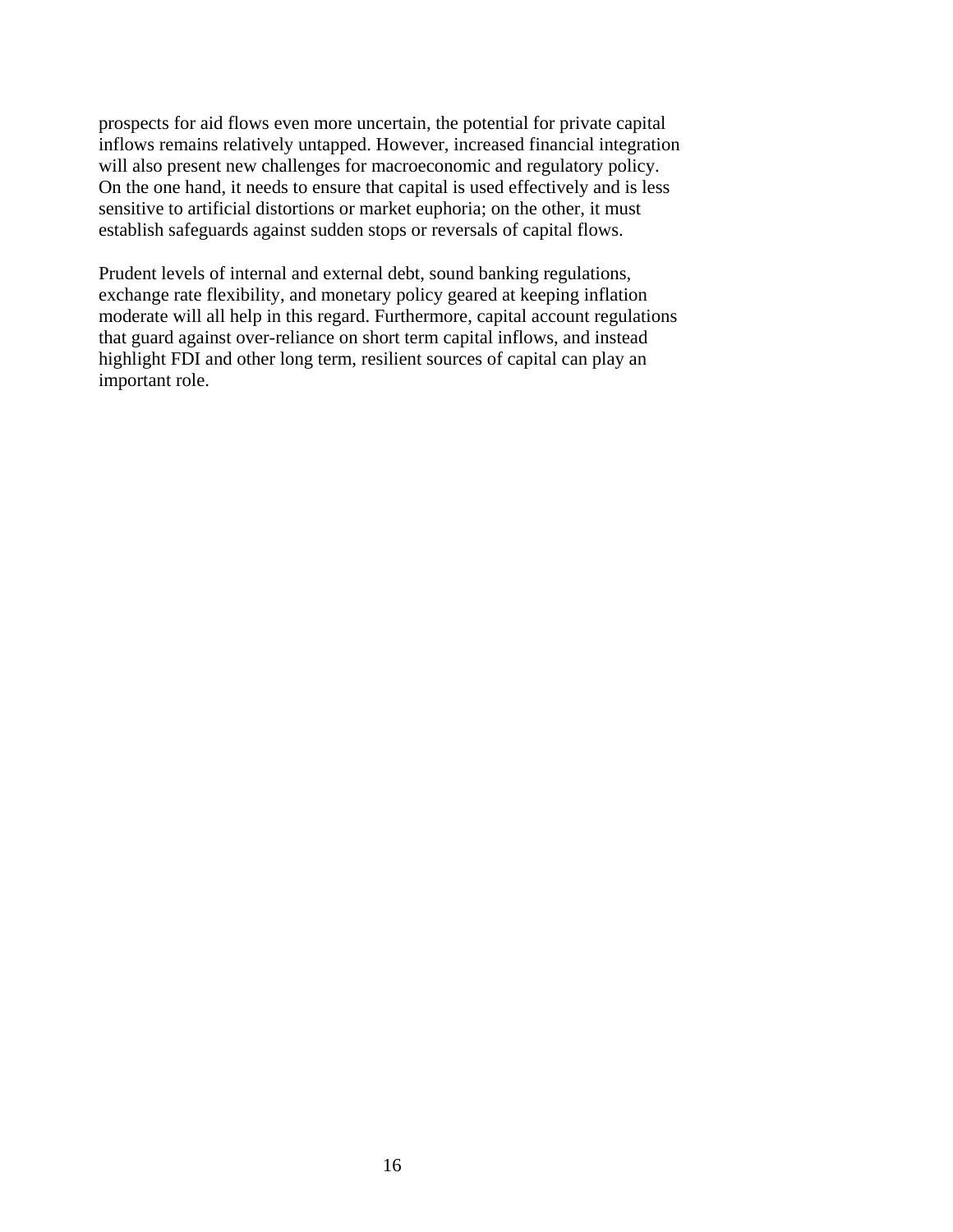prospects for aid flows even more uncertain, the potential for private capital inflows remains relatively untapped. However, increased financial integration will also present new challenges for macroeconomic and regulatory policy. On the one hand, it needs to ensure that capital is used effectively and is less sensitive to artificial distortions or market euphoria; on the other, it must establish safeguards against sudden stops or reversals of capital flows.

Prudent levels of internal and external debt, sound banking regulations, exchange rate flexibility, and monetary policy geared at keeping inflation moderate will all help in this regard. Furthermore, capital account regulations that guard against over-reliance on short term capital inflows, and instead highlight FDI and other long term, resilient sources of capital can play an important role.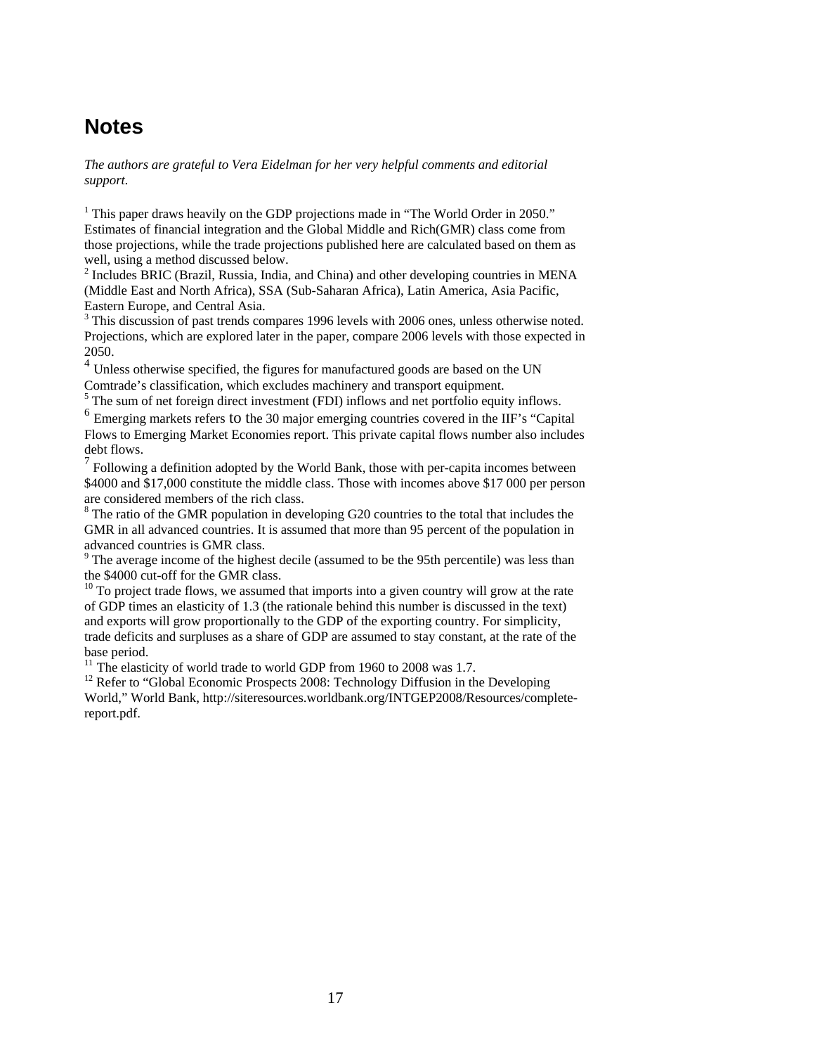## Notes

*The authors are grateful to Vera Eidelman for her very helpful comments and editorial support.*

[1] This paper draws heavily on the GDP projections made in "The World Order in 2050." Estimates of financial integration and the Global Middle and Rich(GMR) class come from those projections, while the trade projections published here are calculated based on them as well, using a method discussed below.
[2] Includes BRIC (Brazil, Russia, India, and China) and other developing countries in MENA (Middle East and North Africa), SSA (Sub-Saharan Africa), Latin America, Asia Pacific, Eastern Europe, and Central Asia.
[3] This discussion of past trends compares 1996 levels with 2006 ones, unless otherwise noted. Projections, which are explored later in the paper, compare 2006 levels with those expected in 2050.
[4] Unless otherwise specified, the figures for manufactured goods are based on the UN Comtrade's classification, which excludes machinery and transport equipment.
[5] The sum of net foreign direct investment (FDI) inflows and net portfolio equity inflows.
[6] Emerging markets refers to the 30 major emerging countries covered in the IIF's "Capital Flows to Emerging Market Economies report. This private capital flows number also includes debt flows.
[7] Following a definition adopted by the World Bank, those with per-capita incomes between \$4000 and \$17,000 constitute the middle class. Those with incomes above \$17 000 per person are considered members of the rich class.
[8] The ratio of the GMR population in developing G20 countries to the total that includes the GMR in all advanced countries. It is assumed that more than 95 percent of the population in advanced countries is GMR class.
[9] The average income of the highest decile (assumed to be the 95th percentile) was less than the \$4000 cut-off for the GMR class.
[10] To project trade flows, we assumed that imports into a given country will grow at the rate of GDP times an elasticity of 1.3 (the rationale behind this number is discussed in the text) and exports will grow proportionally to the GDP of the exporting country. For simplicity, trade deficits and surpluses as a share of GDP are assumed to stay constant, at the rate of the base period.
[11] The elasticity of world trade to world GDP from 1960 to 2008 was 1.7.
[12] Refer to "Global Economic Prospects 2008: Technology Diffusion in the Developing World," World Bank, http://siteresources.worldbank.org/INTGEP2008/Resources/complete-report.pdf.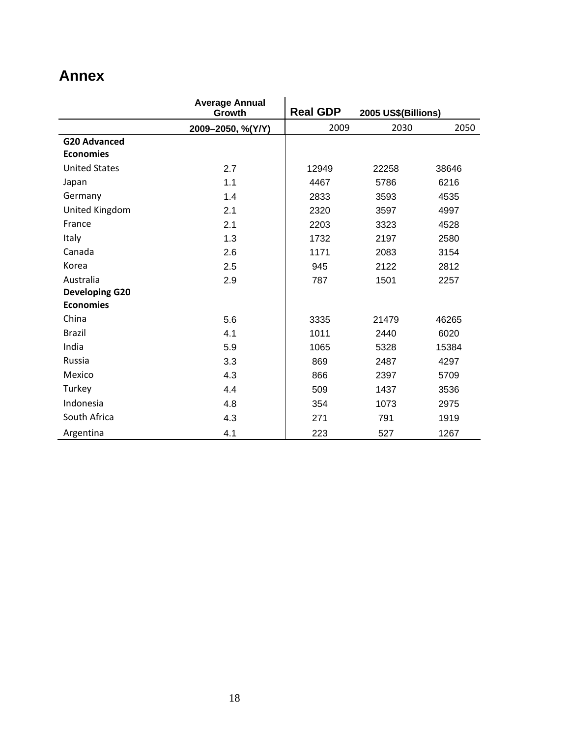## Annex

| | Average Annual Growth | Real GDP 2005 US$(Billions) | | |
|---|---|---|---|---|
| | 2009–2050, %(Y/Y) | 2009 | 2030 | 2050 |
| **G20 Advanced Economies** | | | | |
| United States | 2.7 | 12949 | 22258 | 38646 |
| Japan | 1.1 | 4467 | 5786 | 6216 |
| Germany | 1.4 | 2833 | 3593 | 4535 |
| United Kingdom | 2.1 | 2320 | 3597 | 4997 |
| France | 2.1 | 2203 | 3323 | 4528 |
| Italy | 1.3 | 1732 | 2197 | 2580 |
| Canada | 2.6 | 1171 | 2083 | 3154 |
| Korea | 2.5 | 945 | 2122 | 2812 |
| Australia | 2.9 | 787 | 1501 | 2257 |
| **Developing G20 Economies** | | | | |
| China | 5.6 | 3335 | 21479 | 46265 |
| Brazil | 4.1 | 1011 | 2440 | 6020 |
| India | 5.9 | 1065 | 5328 | 15384 |
| Russia | 3.3 | 869 | 2487 | 4297 |
| Mexico | 4.3 | 866 | 2397 | 5709 |
| Turkey | 4.4 | 509 | 1437 | 3536 |
| Indonesia | 4.8 | 354 | 1073 | 2975 |
| South Africa | 4.3 | 271 | 791 | 1919 |
| Argentina | 4.1 | 223 | 527 | 1267 |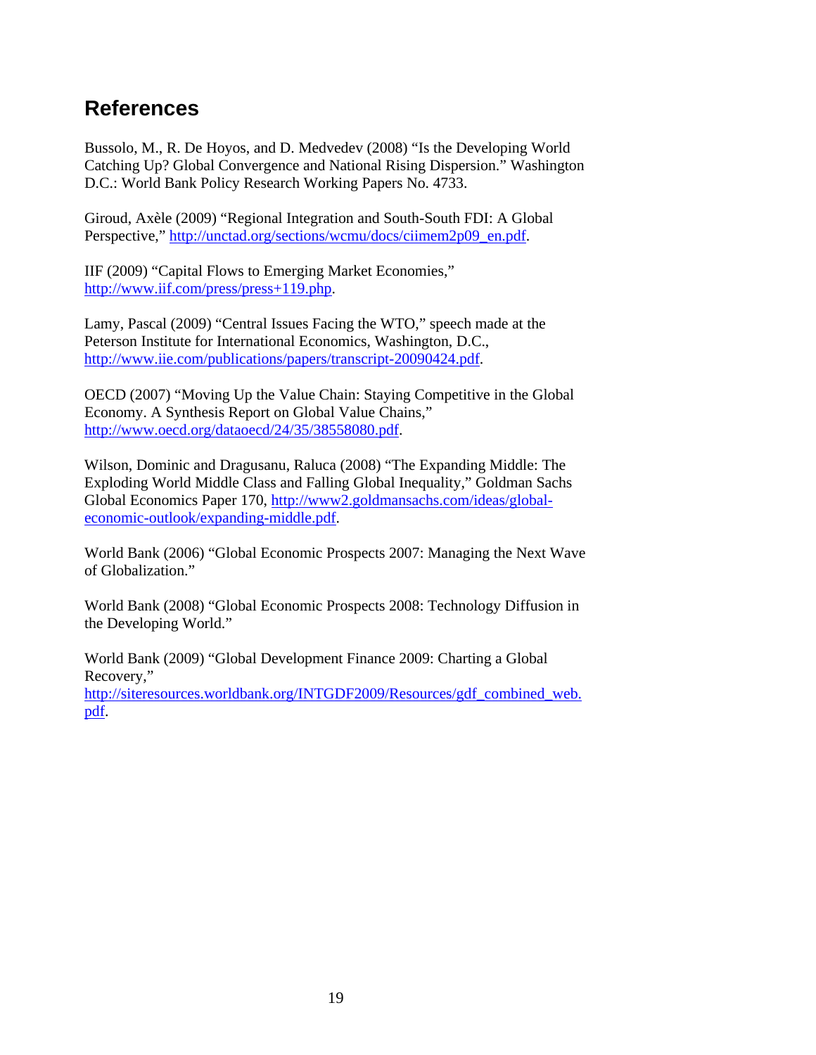## References

Bussolo, M., R. De Hoyos, and D. Medvedev (2008) "Is the Developing World Catching Up? Global Convergence and National Rising Dispersion." Washington D.C.: World Bank Policy Research Working Papers No. 4733.

Giroud, Axèle (2009) "Regional Integration and South-South FDI: A Global Perspective," http://unctad.org/sections/wcmu/docs/ciimem2p09_en.pdf.

IIF (2009) "Capital Flows to Emerging Market Economies," http://www.iif.com/press/press+119.php.

Lamy, Pascal (2009) "Central Issues Facing the WTO," speech made at the Peterson Institute for International Economics, Washington, D.C., http://www.iie.com/publications/papers/transcript-20090424.pdf.

OECD (2007) "Moving Up the Value Chain: Staying Competitive in the Global Economy. A Synthesis Report on Global Value Chains," http://www.oecd.org/dataoecd/24/35/38558080.pdf.

Wilson, Dominic and Dragusanu, Raluca (2008) "The Expanding Middle: The Exploding World Middle Class and Falling Global Inequality," Goldman Sachs Global Economics Paper 170, http://www2.goldmansachs.com/ideas/global-economic-outlook/expanding-middle.pdf.

World Bank (2006) "Global Economic Prospects 2007: Managing the Next Wave of Globalization."

World Bank (2008) "Global Economic Prospects 2008: Technology Diffusion in the Developing World."

World Bank (2009) "Global Development Finance 2009: Charting a Global Recovery," http://siteresources.worldbank.org/INTGDF2009/Resources/gdf_combined_web.pdf.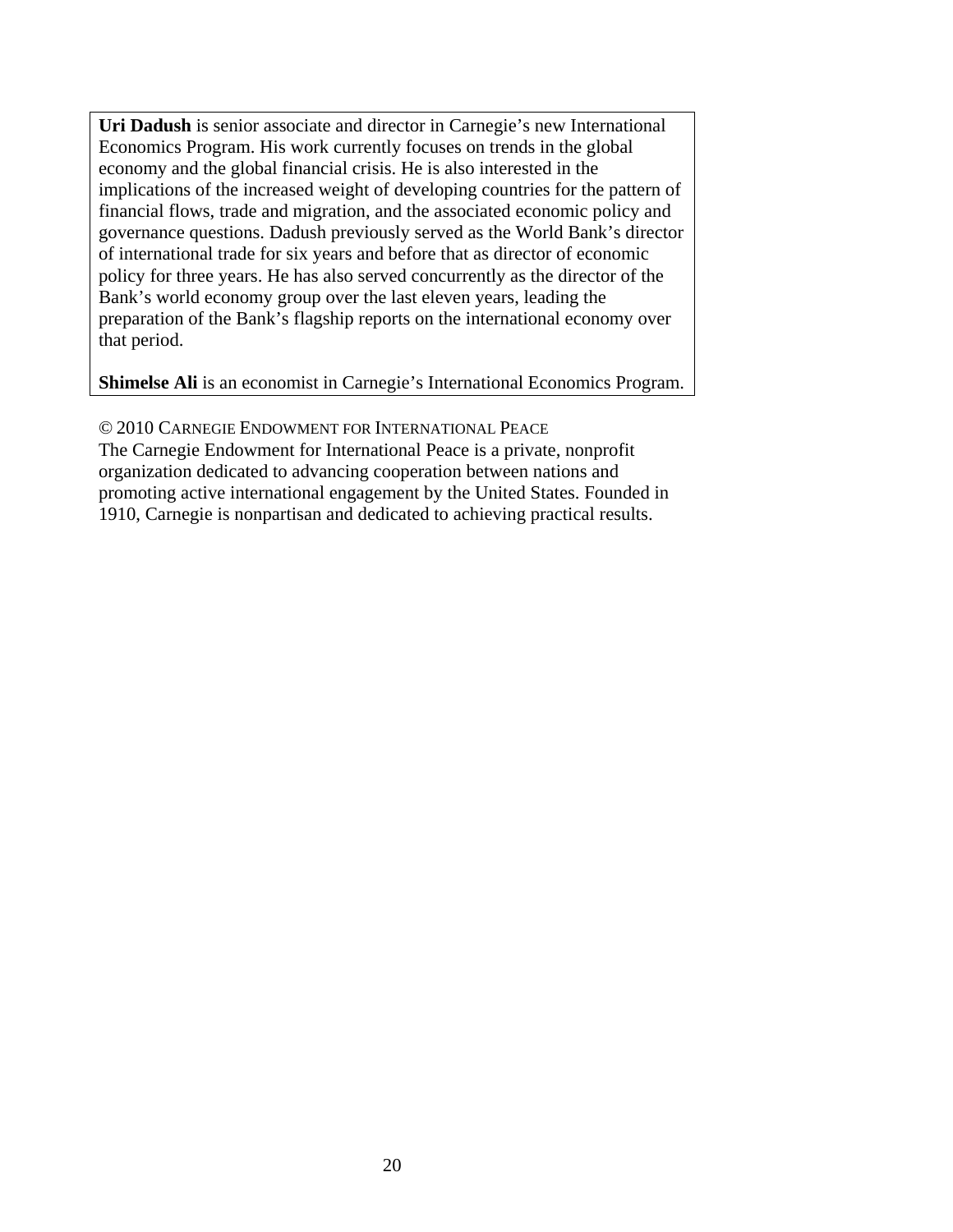**Uri Dadush** is senior associate and director in Carnegie's new International Economics Program. His work currently focuses on trends in the global economy and the global financial crisis. He is also interested in the implications of the increased weight of developing countries for the pattern of financial flows, trade and migration, and the associated economic policy and governance questions. Dadush previously served as the World Bank's director of international trade for six years and before that as director of economic policy for three years. He has also served concurrently as the director of the Bank's world economy group over the last eleven years, leading the preparation of the Bank's flagship reports on the international economy over that period.

**Shimelse Ali** is an economist in Carnegie's International Economics Program.

© 2010 CARNEGIE ENDOWMENT FOR INTERNATIONAL PEACE
The Carnegie Endowment for International Peace is a private, nonprofit organization dedicated to advancing cooperation between nations and promoting active international engagement by the United States. Founded in 1910, Carnegie is nonpartisan and dedicated to achieving practical results.